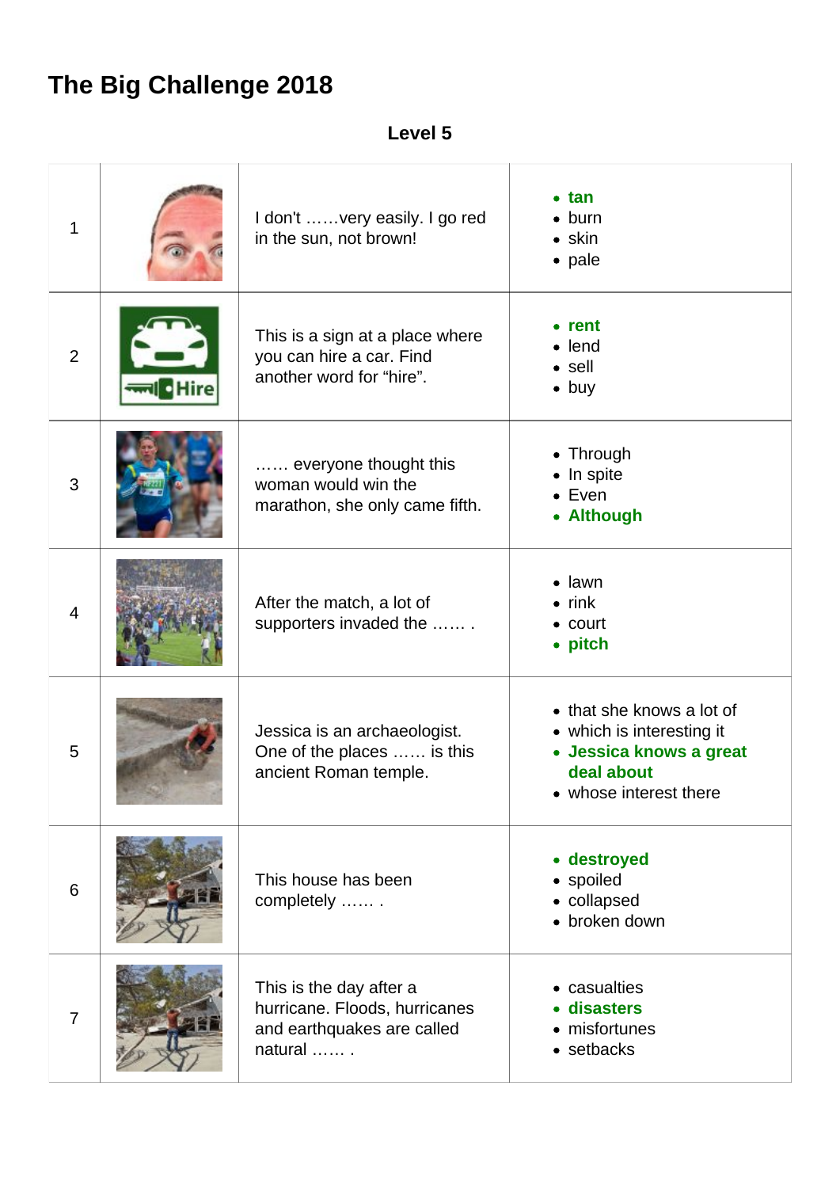# The Big Challenge 2018

**Level 5**

| | | | |
|---|---|---|---|
| 1 | | I don't ……very easily. I go red in the sun, not brown! | • **tan**<br>• burn<br>• skin<br>• pale |
| 2 | | This is a sign at a place where you can hire a car. Find another word for "hire". | • **rent**<br>• lend<br>• sell<br>• buy |
| 3 | | …… everyone thought this woman would win the marathon, she only came fifth. | • Through<br>• In spite<br>• Even<br>• **Although** |
| 4 | | After the match, a lot of supporters invaded the …… . | • lawn<br>• rink<br>• court<br>• **pitch** |
| 5 | | Jessica is an archaeologist. One of the places …… is this ancient Roman temple. | • that she knows a lot of<br>• which is interesting it<br>• **Jessica knows a great deal about**<br>• whose interest there |
| 6 | | This house has been completely …… . | • **destroyed**<br>• spoiled<br>• collapsed<br>• broken down |
| 7 | | This is the day after a hurricane. Floods, hurricanes and earthquakes are called natural …… . | • casualties<br>• **disasters**<br>• misfortunes<br>• setbacks |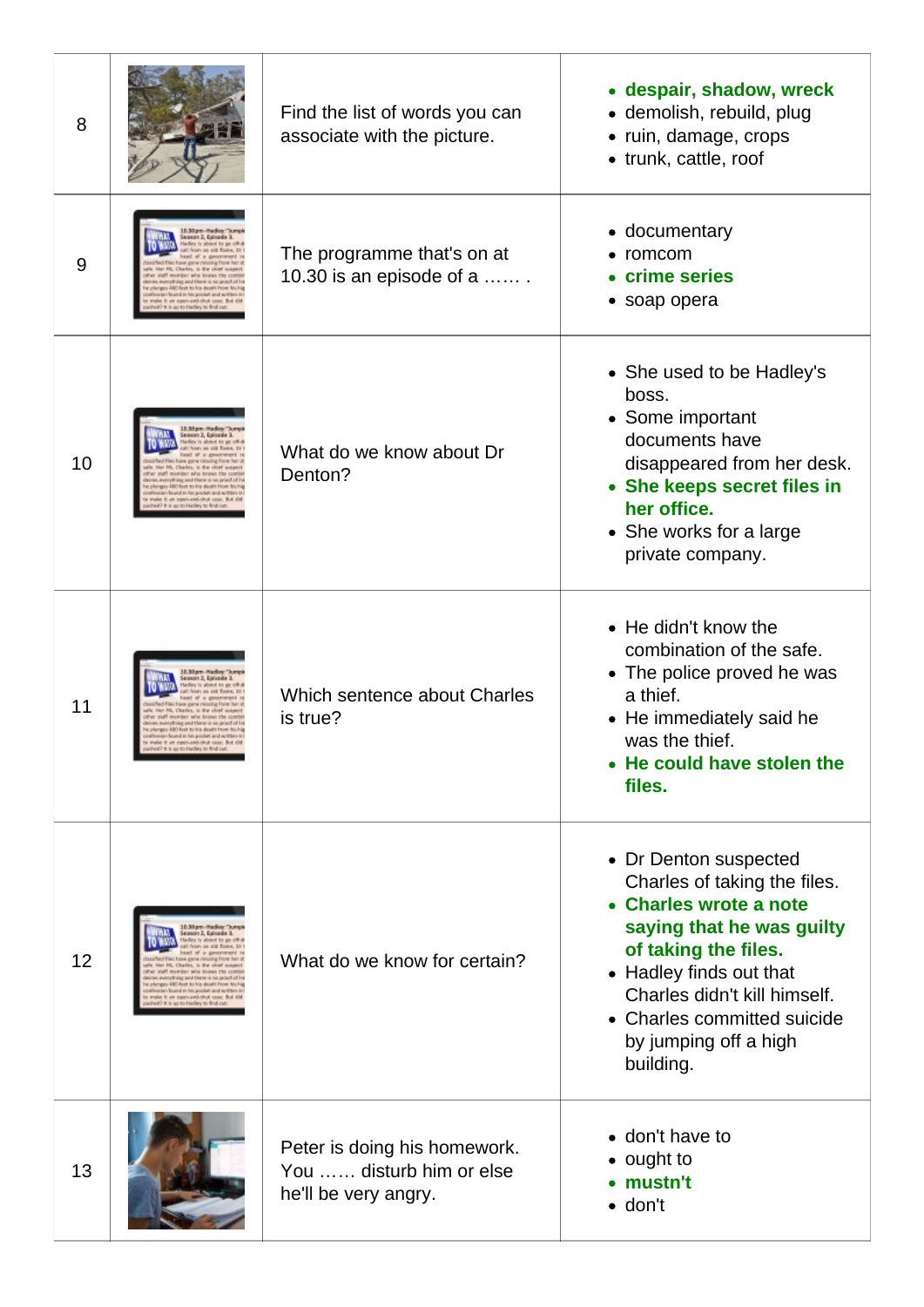| | | | |
|---|---|---|---|
| 8 | | Find the list of words you can associate with the picture. | • **despair, shadow, wreck**<br>• demolish, rebuild, plug<br>• ruin, damage, crops<br>• trunk, cattle, roof |
| 9 | | The programme that's on at 10.30 is an episode of a …… . | • documentary<br>• romcom<br>• **crime series**<br>• soap opera |
| 10 | | What do we know about Dr Denton? | • She used to be Hadley's boss.<br>• Some important documents have disappeared from her desk.<br>• **She keeps secret files in her office.**<br>• She works for a large private company. |
| 11 | | Which sentence about Charles is true? | • He didn't know the combination of the safe.<br>• The police proved he was a thief.<br>• He immediately said he was the thief.<br>• **He could have stolen the files.** |
| 12 | | What do we know for certain? | • Dr Denton suspected Charles of taking the files.<br>• **Charles wrote a note saying that he was guilty of taking the files.**<br>• Hadley finds out that Charles didn't kill himself.<br>• Charles committed suicide by jumping off a high building. |
| 13 | | Peter is doing his homework. You …… disturb him or else he'll be very angry. | • don't have to<br>• ought to<br>• **mustn't**<br>• don't |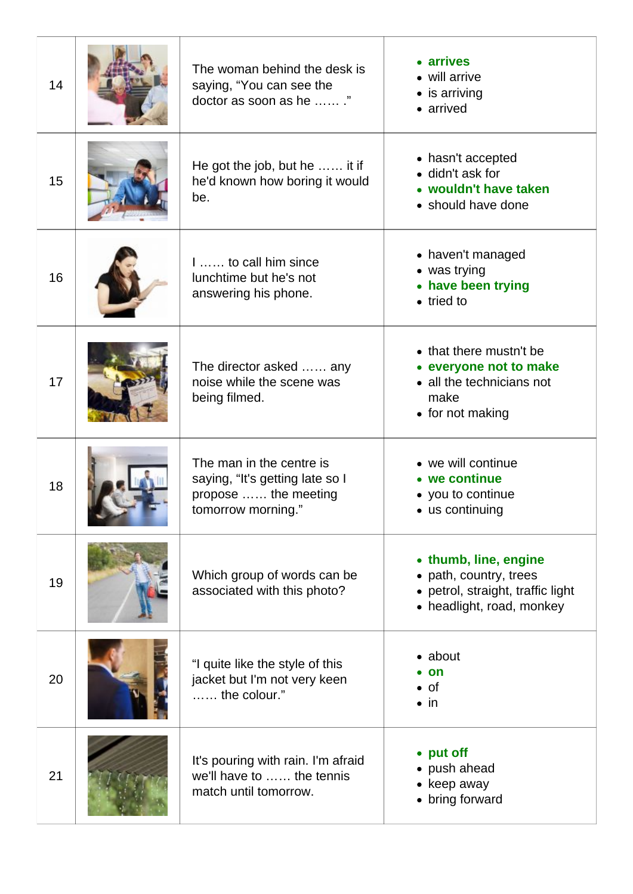| | | | |
|---|---|---|---|
| 14 | | The woman behind the desk is saying, “You can see the doctor as soon as he …… .” | • **arrives**<br>• will arrive<br>• is arriving<br>• arrived |
| 15 | | He got the job, but he …… it if he'd known how boring it would be. | • hasn't accepted<br>• didn't ask for<br>• **wouldn't have taken**<br>• should have done |
| 16 | | I …… to call him since lunchtime but he's not answering his phone. | • haven't managed<br>• was trying<br>• **have been trying**<br>• tried to |
| 17 | | The director asked …… any noise while the scene was being filmed. | • that there mustn't be<br>• **everyone not to make**<br>• all the technicians not make<br>• for not making |
| 18 | | The man in the centre is saying, “It's getting late so I propose …… the meeting tomorrow morning.” | • we will continue<br>• **we continue**<br>• you to continue<br>• us continuing |
| 19 | | Which group of words can be associated with this photo? | • **thumb, line, engine**<br>• path, country, trees<br>• petrol, straight, traffic light<br>• headlight, road, monkey |
| 20 | | “I quite like the style of this jacket but I'm not very keen …… the colour.” | • about<br>• **on**<br>• of<br>• in |
| 21 | | It's pouring with rain. I'm afraid we'll have to …… the tennis match until tomorrow. | • **put off**<br>• push ahead<br>• keep away<br>• bring forward |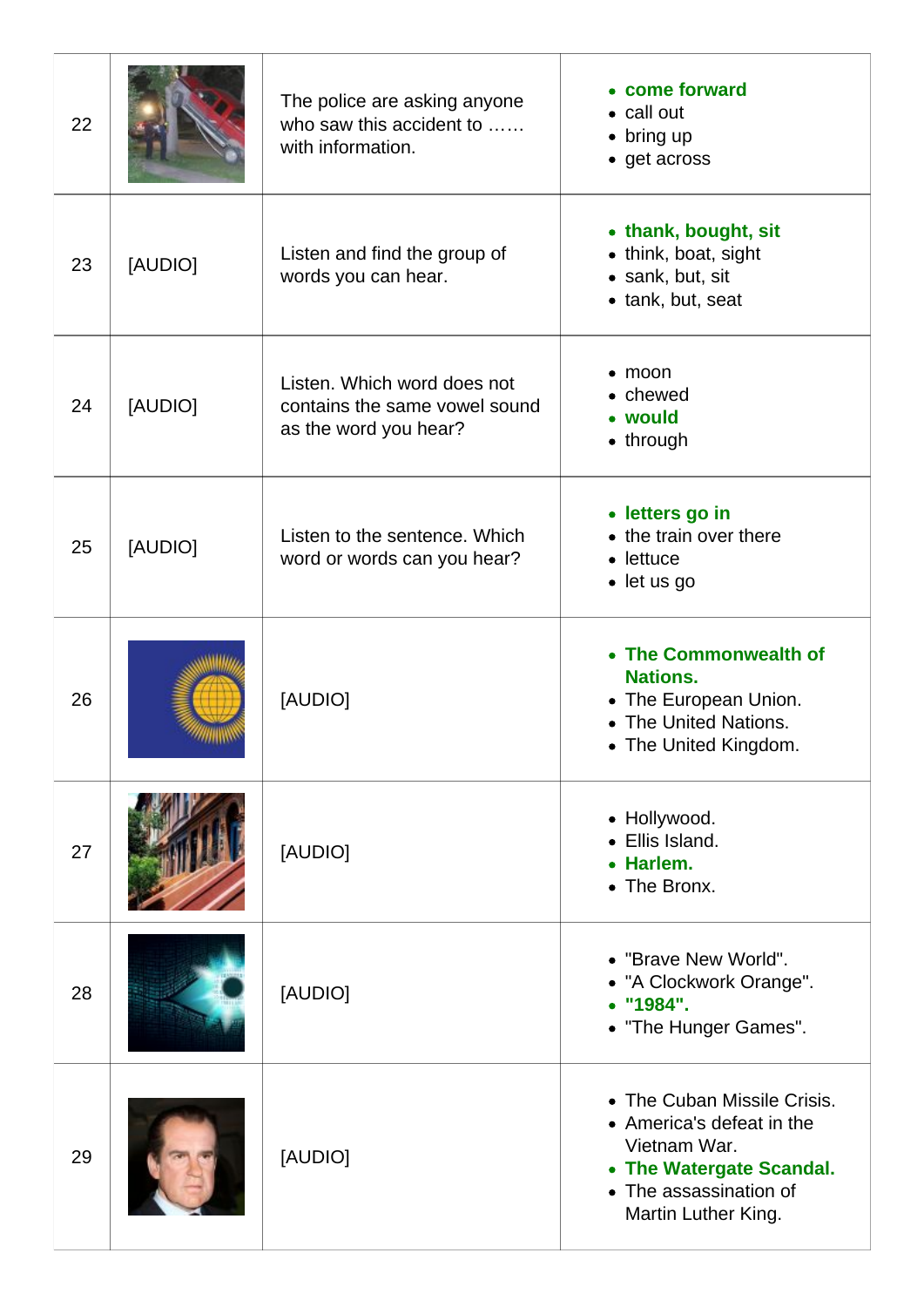| | | | |
|---|---|---|---|
| 22 | | The police are asking anyone who saw this accident to …… with information. | • **come forward**<br>• call out<br>• bring up<br>• get across |
| 23 | [AUDIO] | Listen and find the group of words you can hear. | • **thank, bought, sit**<br>• think, boat, sight<br>• sank, but, sit<br>• tank, but, seat |
| 24 | [AUDIO] | Listen. Which word does not contains the same vowel sound as the word you hear? | • moon<br>• chewed<br>• **would**<br>• through |
| 25 | [AUDIO] | Listen to the sentence. Which word or words can you hear? | • **letters go in**<br>• the train over there<br>• lettuce<br>• let us go |
| 26 | | [AUDIO] | • **The Commonwealth of Nations.**<br>• The European Union.<br>• The United Nations.<br>• The United Kingdom. |
| 27 | | [AUDIO] | • Hollywood.<br>• Ellis Island.<br>• **Harlem.**<br>• The Bronx. |
| 28 | | [AUDIO] | • "Brave New World".<br>• "A Clockwork Orange".<br>• **"1984".**<br>• "The Hunger Games". |
| 29 | | [AUDIO] | • The Cuban Missile Crisis.<br>• America's defeat in the Vietnam War.<br>• **The Watergate Scandal.**<br>• The assassination of Martin Luther King. |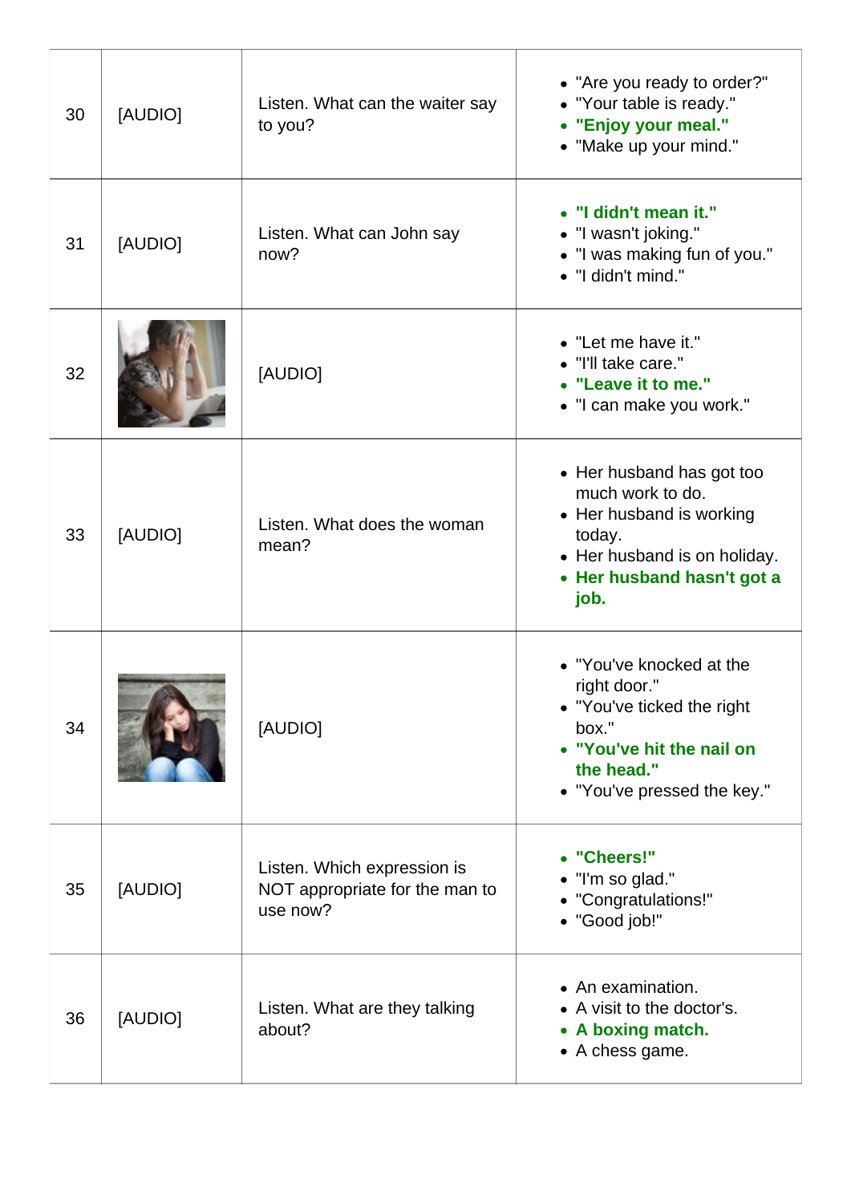| | | | |
|---|---|---|---|
| 30 | [AUDIO] | Listen. What can the waiter say to you? | <ul><li>"Are you ready to order?"</li><li>"Your table is ready."</li><li>**"Enjoy your meal."**</li><li>"Make up your mind."</li></ul> |
| 31 | [AUDIO] | Listen. What can John say now? | <ul><li>**"I didn't mean it."**</li><li>"I wasn't joking."</li><li>"I was making fun of you."</li><li>"I didn't mind."</li></ul> |
| 32 | | [AUDIO] | <ul><li>"Let me have it."</li><li>"I'll take care."</li><li>**"Leave it to me."**</li><li>"I can make you work."</li></ul> |
| 33 | [AUDIO] | Listen. What does the woman mean? | <ul><li>Her husband has got too much work to do.</li><li>Her husband is working today.</li><li>Her husband is on holiday.</li><li>**Her husband hasn't got a job.**</li></ul> |
| 34 | | [AUDIO] | <ul><li>"You've knocked at the right door."</li><li>"You've ticked the right box."</li><li>**"You've hit the nail on the head."**</li><li>"You've pressed the key."</li></ul> |
| 35 | [AUDIO] | Listen. Which expression is NOT appropriate for the man to use now? | <ul><li>**"Cheers!"**</li><li>"I'm so glad."</li><li>"Congratulations!"</li><li>"Good job!"</li></ul> |
| 36 | [AUDIO] | Listen. What are they talking about? | <ul><li>An examination.</li><li>A visit to the doctor's.</li><li>**A boxing match.**</li><li>A chess game.</li></ul> |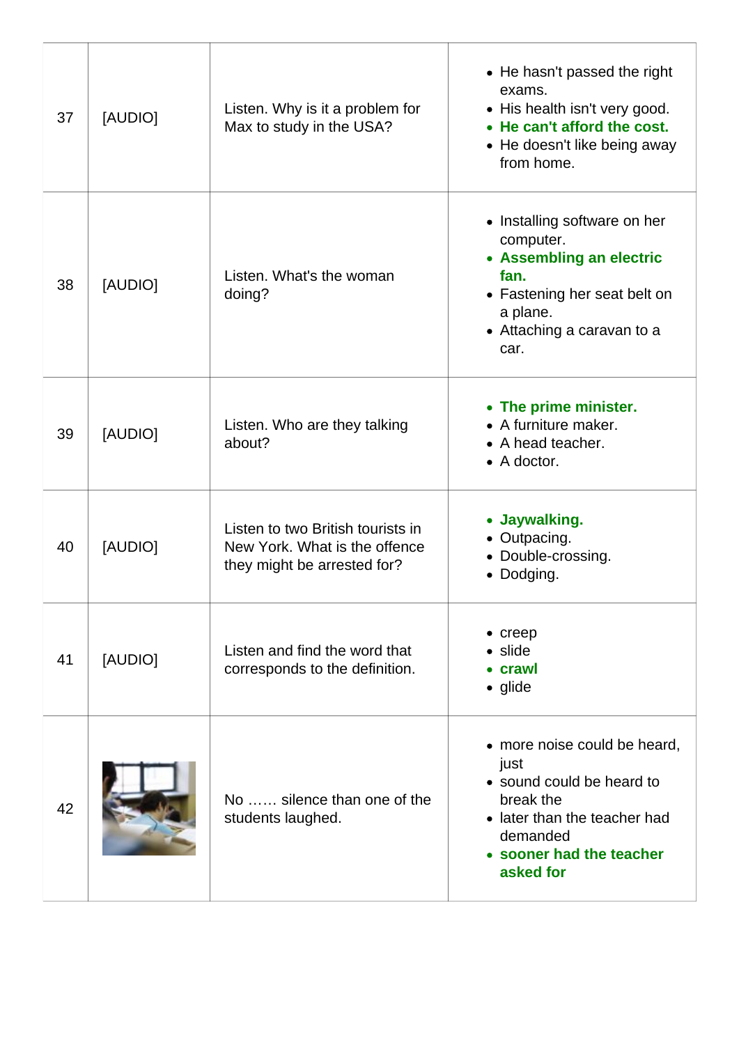| | | | |
|---|---|---|---|
| 37 | [AUDIO] | Listen. Why is it a problem for Max to study in the USA? | • He hasn't passed the right exams.<br>• His health isn't very good.<br>• **He can't afford the cost.**<br>• He doesn't like being away from home. |
| 38 | [AUDIO] | Listen. What's the woman doing? | • Installing software on her computer.<br>• **Assembling an electric fan.**<br>• Fastening her seat belt on a plane.<br>• Attaching a caravan to a car. |
| 39 | [AUDIO] | Listen. Who are they talking about? | • **The prime minister.**<br>• A furniture maker.<br>• A head teacher.<br>• A doctor. |
| 40 | [AUDIO] | Listen to two British tourists in New York. What is the offence they might be arrested for? | • **Jaywalking.**<br>• Outpacing.<br>• Double-crossing.<br>• Dodging. |
| 41 | [AUDIO] | Listen and find the word that corresponds to the definition. | • creep<br>• slide<br>• **crawl**<br>• glide |
| 42 | | No …… silence than one of the students laughed. | • more noise could be heard, just<br>• sound could be heard to break the<br>• later than the teacher had demanded<br>• **sooner had the teacher asked for** |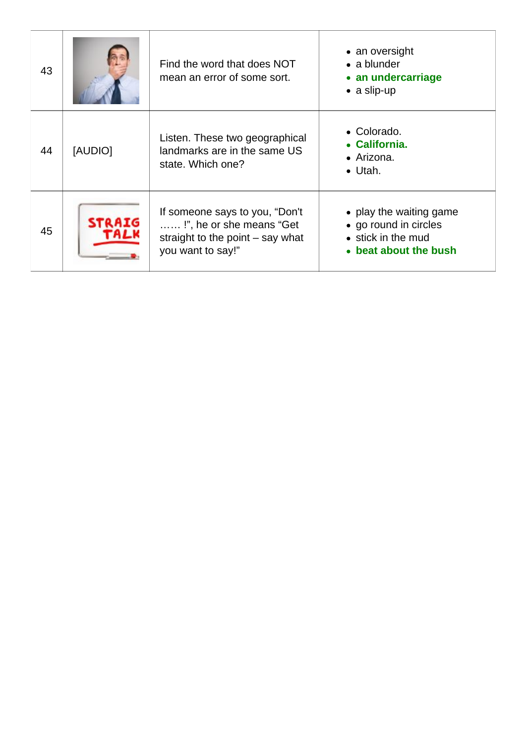| | | | |
|---|---|---|---|
| 43 | | Find the word that does NOT mean an error of some sort. | • an oversight<br>• a blunder<br>• **an undercarriage**<br>• a slip-up |
| 44 | [AUDIO] | Listen. These two geographical landmarks are in the same US state. Which one? | • Colorado.<br>• **California.**<br>• Arizona.<br>• Utah. |
| 45 | | If someone says to you, “Don't …… !”, he or she means “Get straight to the point – say what you want to say!” | • play the waiting game<br>• go round in circles<br>• stick in the mud<br>• **beat about the bush** |